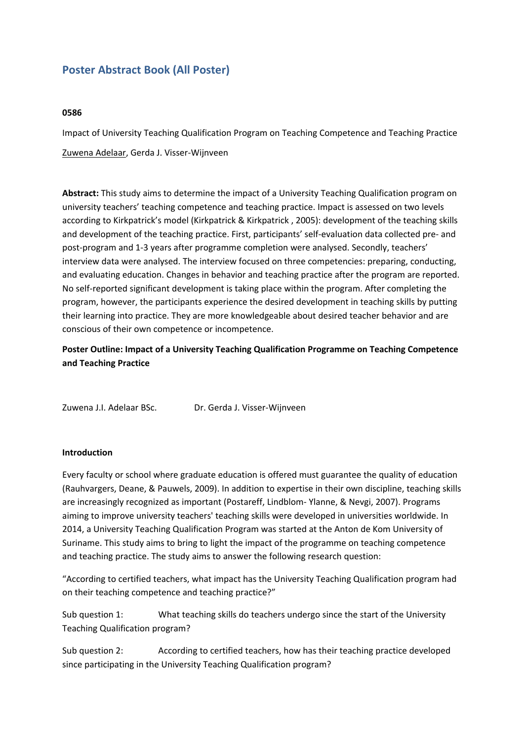# Poster Abstract Book (All Poster)

**0586**

Impact of University Teaching Qualification Program on Teaching Competence and Teaching Practice

Zuwena Adelaar, Gerda J. Visser-Wijnveen

**Abstract:** This study aims to determine the impact of a University Teaching Qualification program on university teachers' teaching competence and teaching practice. Impact is assessed on two levels according to Kirkpatrick's model (Kirkpatrick & Kirkpatrick , 2005): development of the teaching skills and development of the teaching practice. First, participants' self-evaluation data collected pre- and post-program and 1-3 years after programme completion were analysed. Secondly, teachers' interview data were analysed. The interview focused on three competencies: preparing, conducting, and evaluating education. Changes in behavior and teaching practice after the program are reported. No self-reported significant development is taking place within the program. After completing the program, however, the participants experience the desired development in teaching skills by putting their learning into practice. They are more knowledgeable about desired teacher behavior and are conscious of their own competence or incompetence.

**Poster Outline: Impact of a University Teaching Qualification Programme on Teaching Competence and Teaching Practice**

Zuwena J.I. Adelaar BSc. Dr. Gerda J. Visser-Wijnveen

**Introduction**

Every faculty or school where graduate education is offered must guarantee the quality of education (Rauhvargers, Deane, & Pauwels, 2009). In addition to expertise in their own discipline, teaching skills are increasingly recognized as important (Postareff, Lindblom- Ylanne, & Nevgi, 2007). Programs aiming to improve university teachers' teaching skills were developed in universities worldwide. In 2014, a University Teaching Qualification Program was started at the Anton de Kom University of Suriname. This study aims to bring to light the impact of the programme on teaching competence and teaching practice. The study aims to answer the following research question:

"According to certified teachers, what impact has the University Teaching Qualification program had on their teaching competence and teaching practice?"

Sub question 1: What teaching skills do teachers undergo since the start of the University Teaching Qualification program?

Sub question 2: According to certified teachers, how has their teaching practice developed since participating in the University Teaching Qualification program?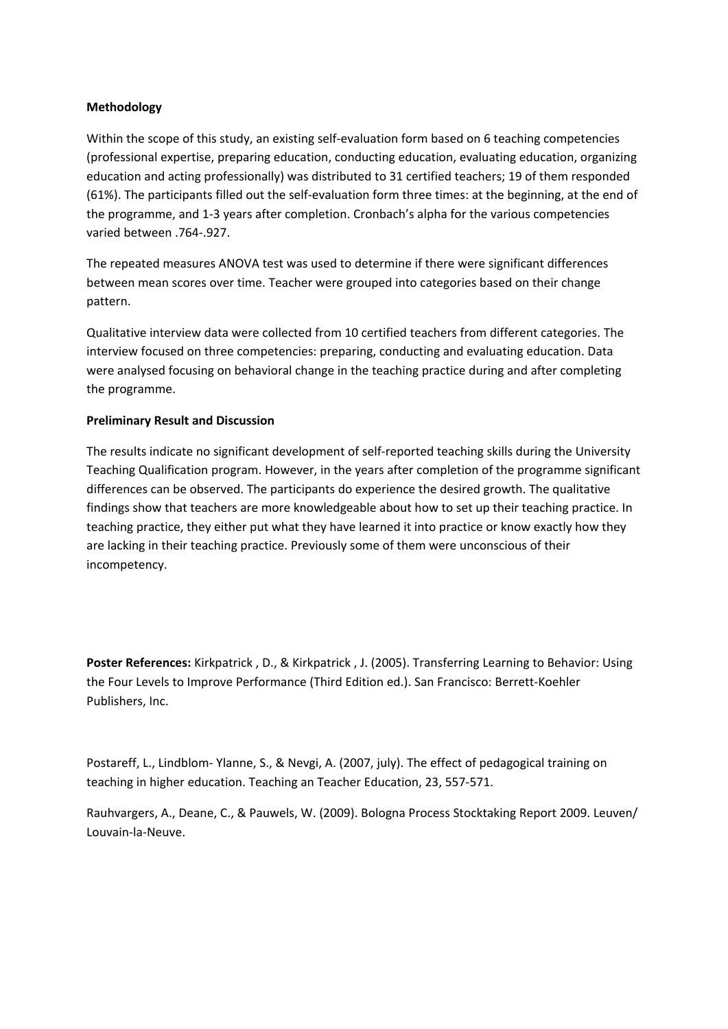**Methodology**

Within the scope of this study, an existing self-evaluation form based on 6 teaching competencies (professional expertise, preparing education, conducting education, evaluating education, organizing education and acting professionally) was distributed to 31 certified teachers; 19 of them responded (61%). The participants filled out the self-evaluation form three times: at the beginning, at the end of the programme, and 1-3 years after completion. Cronbach's alpha for the various competencies varied between .764-.927.

The repeated measures ANOVA test was used to determine if there were significant differences between mean scores over time. Teacher were grouped into categories based on their change pattern.

Qualitative interview data were collected from 10 certified teachers from different categories. The interview focused on three competencies: preparing, conducting and evaluating education. Data were analysed focusing on behavioral change in the teaching practice during and after completing the programme.

**Preliminary Result and Discussion**

The results indicate no significant development of self-reported teaching skills during the University Teaching Qualification program. However, in the years after completion of the programme significant differences can be observed. The participants do experience the desired growth. The qualitative findings show that teachers are more knowledgeable about how to set up their teaching practice. In teaching practice, they either put what they have learned it into practice or know exactly how they are lacking in their teaching practice. Previously some of them were unconscious of their incompetency.

**Poster References:** Kirkpatrick , D., & Kirkpatrick , J. (2005). Transferring Learning to Behavior: Using the Four Levels to Improve Performance (Third Edition ed.). San Francisco: Berrett-Koehler Publishers, Inc.

Postareff, L., Lindblom- Ylanne, S., & Nevgi, A. (2007, july). The effect of pedagogical training on teaching in higher education. Teaching an Teacher Education, 23, 557-571.

Rauhvargers, A., Deane, C., & Pauwels, W. (2009). Bologna Process Stocktaking Report 2009. Leuven/ Louvain-la-Neuve.